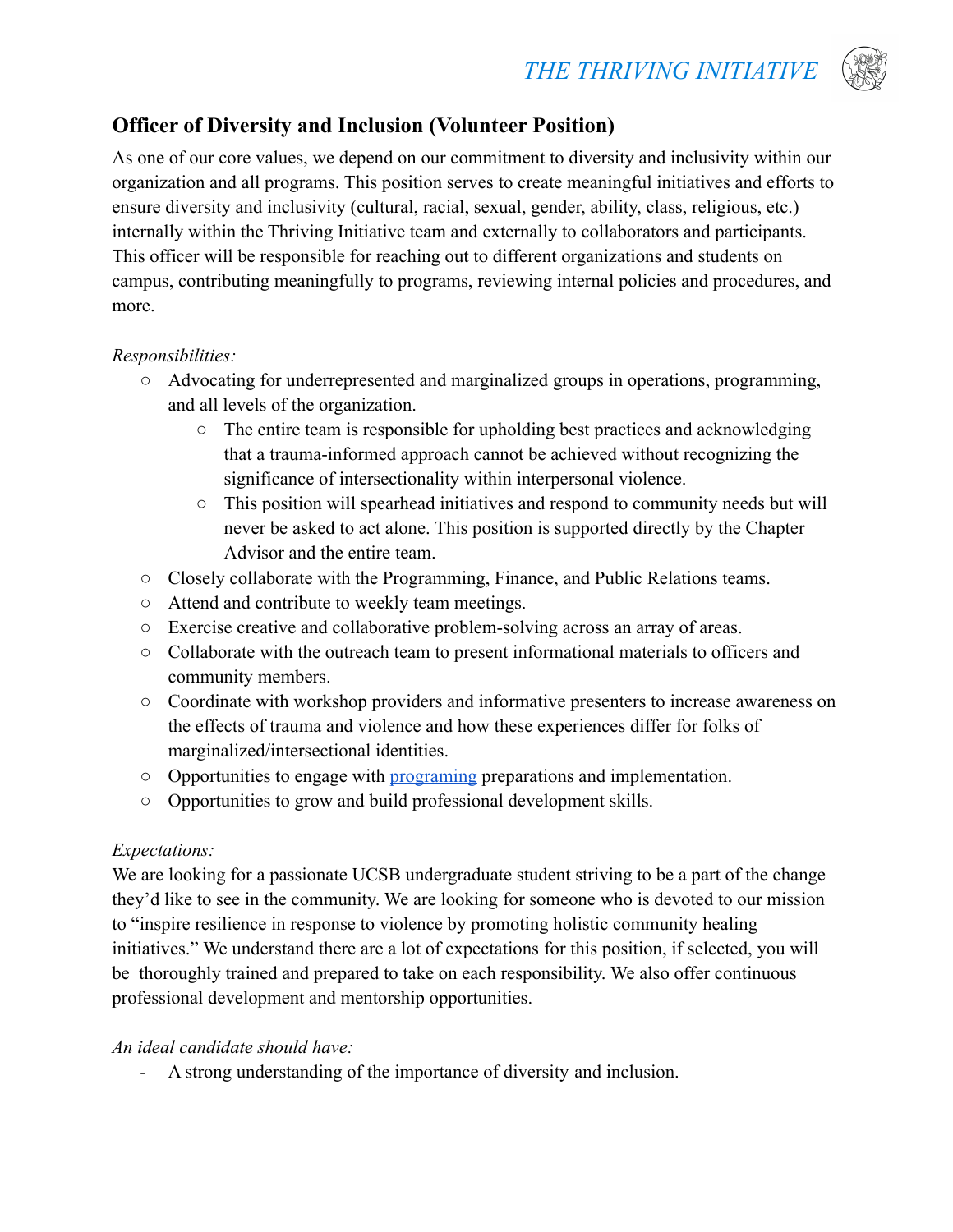THE THRIVING INITIATIVE

## Officer of Diversity and Inclusion (Volunteer Position)

As one of our core values, we depend on our commitment to diversity and inclusivity within our organization and all programs. This position serves to create meaningful initiatives and efforts to ensure diversity and inclusivity (cultural, racial, sexual, gender, ability, class, religious, etc.) internally within the Thriving Initiative team and externally to collaborators and participants. This officer will be responsible for reaching out to different organizations and students on campus, contributing meaningfully to programs, reviewing internal policies and procedures, and more.

*Responsibilities:*

- Advocating for underrepresented and marginalized groups in operations, programming, and all levels of the organization.
  - The entire team is responsible for upholding best practices and acknowledging that a trauma-informed approach cannot be achieved without recognizing the significance of intersectionality within interpersonal violence.
  - This position will spearhead initiatives and respond to community needs but will never be asked to act alone. This position is supported directly by the Chapter Advisor and the entire team.
- Closely collaborate with the Programming, Finance, and Public Relations teams.
- Attend and contribute to weekly team meetings.
- Exercise creative and collaborative problem-solving across an array of areas.
- Collaborate with the outreach team to present informational materials to officers and community members.
- Coordinate with workshop providers and informative presenters to increase awareness on the effects of trauma and violence and how these experiences differ for folks of marginalized/intersectional identities.
- Opportunities to engage with programing preparations and implementation.
- Opportunities to grow and build professional development skills.

*Expectations:*

We are looking for a passionate UCSB undergraduate student striving to be a part of the change they'd like to see in the community. We are looking for someone who is devoted to our mission to "inspire resilience in response to violence by promoting holistic community healing initiatives." We understand there are a lot of expectations for this position, if selected, you will be thoroughly trained and prepared to take on each responsibility. We also offer continuous professional development and mentorship opportunities.

*An ideal candidate should have:*

- A strong understanding of the importance of diversity and inclusion.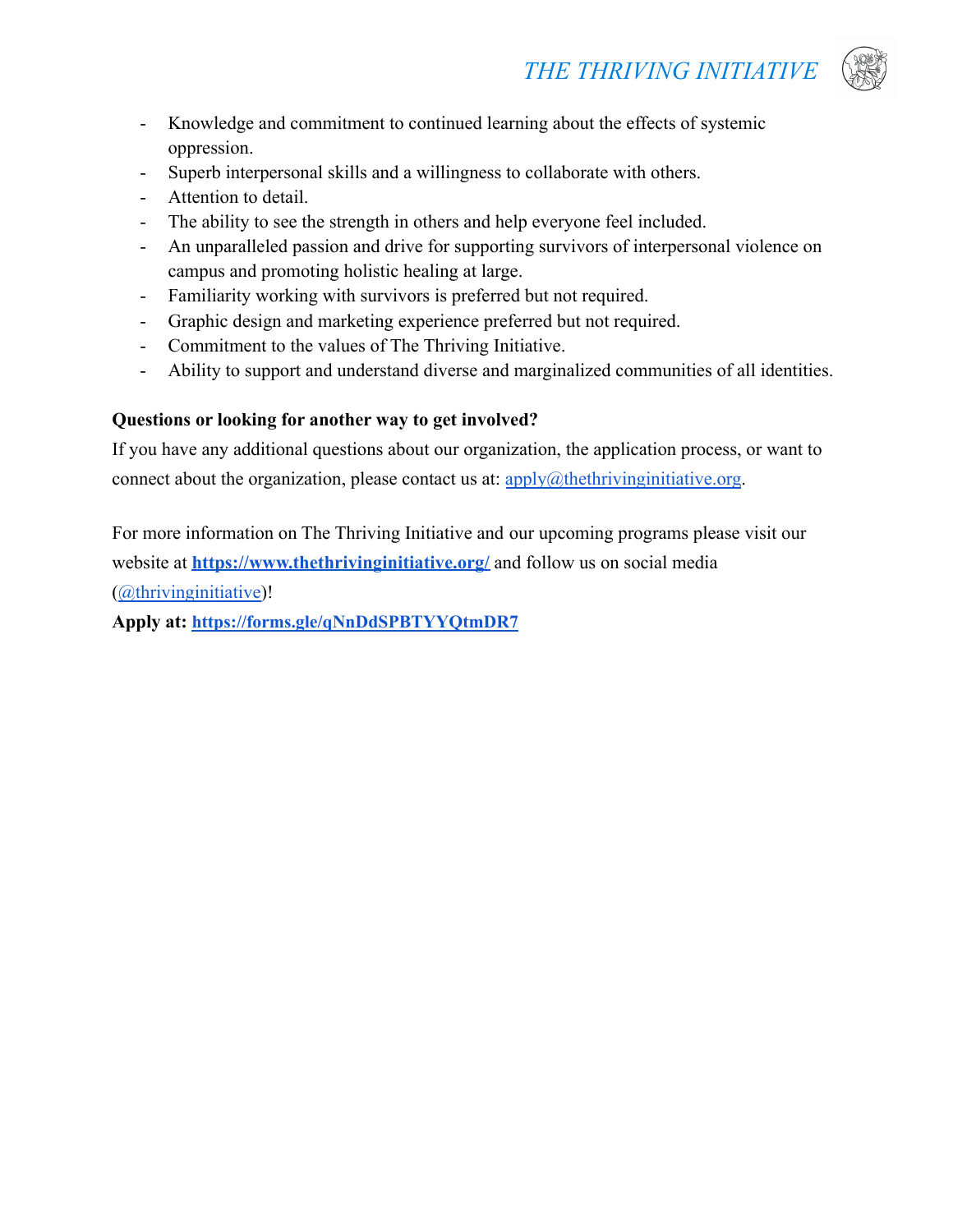- Knowledge and commitment to continued learning about the effects of systemic oppression.
- Superb interpersonal skills and a willingness to collaborate with others.
- Attention to detail.
- The ability to see the strength in others and help everyone feel included.
- An unparalleled passion and drive for supporting survivors of interpersonal violence on campus and promoting holistic healing at large.
- Familiarity working with survivors is preferred but not required.
- Graphic design and marketing experience preferred but not required.
- Commitment to the values of The Thriving Initiative.
- Ability to support and understand diverse and marginalized communities of all identities.

**Questions or looking for another way to get involved?**

If you have any additional questions about our organization, the application process, or want to connect about the organization, please contact us at: apply@thethrivinginitiative.org.

For more information on The Thriving Initiative and our upcoming programs please visit our website at **https://www.thethrivinginitiative.org/** and follow us on social media (@thrivinginitiative)!

**Apply at: https://forms.gle/qNnDdSPBTYYQtmDR7**